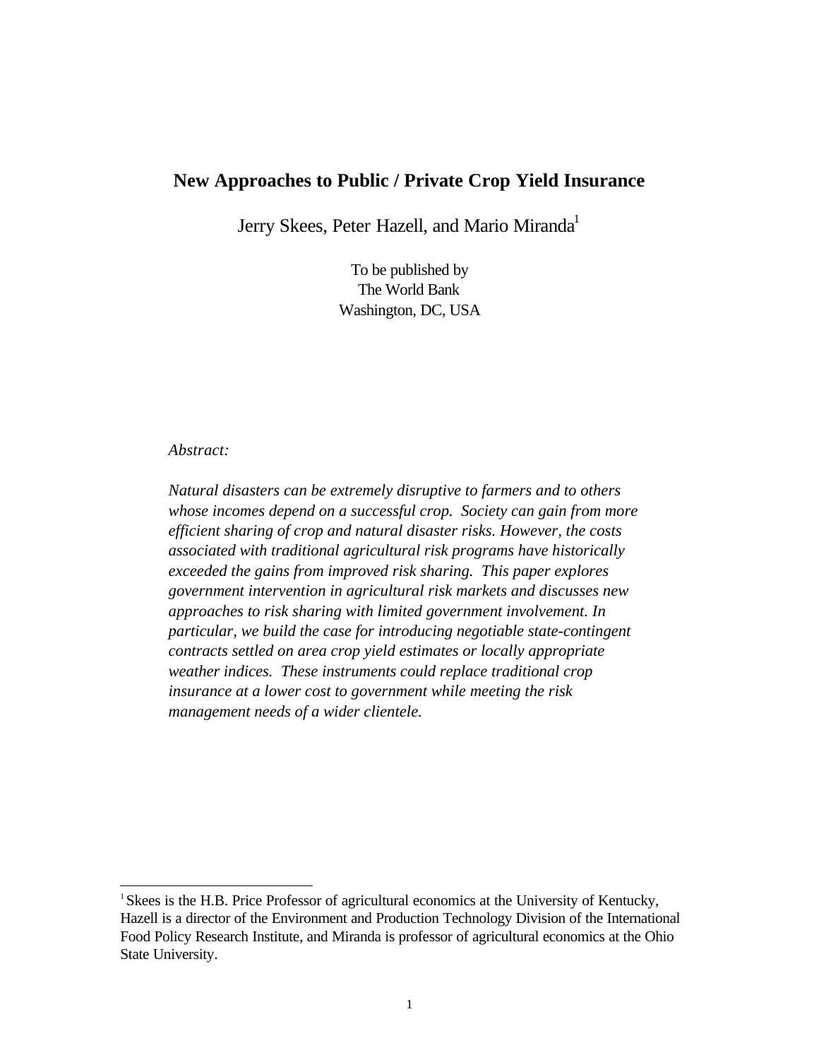# New Approaches to Public / Private Crop Yield Insurance

Jerry Skees, Peter Hazell, and Mario Miranda[1]

To be published by
The World Bank
Washington, DC, USA

*Abstract:*

*Natural disasters can be extremely disruptive to farmers and to others whose incomes depend on a successful crop. Society can gain from more efficient sharing of crop and natural disaster risks. However, the costs associated with traditional agricultural risk programs have historically exceeded the gains from improved risk sharing. This paper explores government intervention in agricultural risk markets and discusses new approaches to risk sharing with limited government involvement. In particular, we build the case for introducing negotiable state-contingent contracts settled on area crop yield estimates or locally appropriate weather indices. These instruments could replace traditional crop insurance at a lower cost to government while meeting the risk management needs of a wider clientele.*

---

[1] Skees is the H.B. Price Professor of agricultural economics at the University of Kentucky, Hazell is a director of the Environment and Production Technology Division of the International Food Policy Research Institute, and Miranda is professor of agricultural economics at the Ohio State University.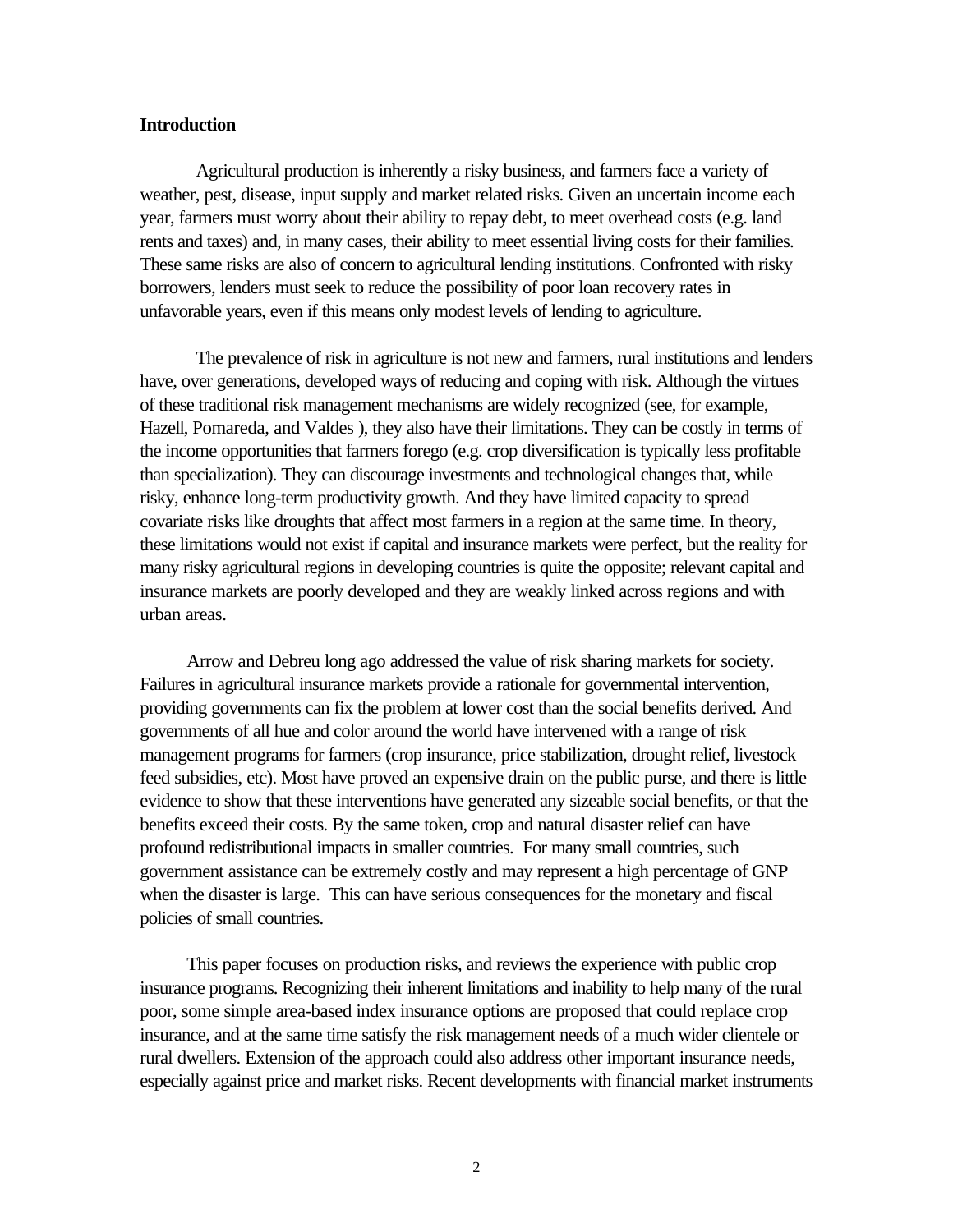## Introduction

Agricultural production is inherently a risky business, and farmers face a variety of weather, pest, disease, input supply and market related risks. Given an uncertain income each year, farmers must worry about their ability to repay debt, to meet overhead costs (e.g. land rents and taxes) and, in many cases, their ability to meet essential living costs for their families. These same risks are also of concern to agricultural lending institutions. Confronted with risky borrowers, lenders must seek to reduce the possibility of poor loan recovery rates in unfavorable years, even if this means only modest levels of lending to agriculture.

The prevalence of risk in agriculture is not new and farmers, rural institutions and lenders have, over generations, developed ways of reducing and coping with risk. Although the virtues of these traditional risk management mechanisms are widely recognized (see, for example, Hazell, Pomareda, and Valdes ), they also have their limitations. They can be costly in terms of the income opportunities that farmers forego (e.g. crop diversification is typically less profitable than specialization). They can discourage investments and technological changes that, while risky, enhance long-term productivity growth. And they have limited capacity to spread covariate risks like droughts that affect most farmers in a region at the same time. In theory, these limitations would not exist if capital and insurance markets were perfect, but the reality for many risky agricultural regions in developing countries is quite the opposite; relevant capital and insurance markets are poorly developed and they are weakly linked across regions and with urban areas.

Arrow and Debreu long ago addressed the value of risk sharing markets for society. Failures in agricultural insurance markets provide a rationale for governmental intervention, providing governments can fix the problem at lower cost than the social benefits derived. And governments of all hue and color around the world have intervened with a range of risk management programs for farmers (crop insurance, price stabilization, drought relief, livestock feed subsidies, etc). Most have proved an expensive drain on the public purse, and there is little evidence to show that these interventions have generated any sizeable social benefits, or that the benefits exceed their costs. By the same token, crop and natural disaster relief can have profound redistributional impacts in smaller countries. For many small countries, such government assistance can be extremely costly and may represent a high percentage of GNP when the disaster is large. This can have serious consequences for the monetary and fiscal policies of small countries.

This paper focuses on production risks, and reviews the experience with public crop insurance programs. Recognizing their inherent limitations and inability to help many of the rural poor, some simple area-based index insurance options are proposed that could replace crop insurance, and at the same time satisfy the risk management needs of a much wider clientele or rural dwellers. Extension of the approach could also address other important insurance needs, especially against price and market risks. Recent developments with financial market instruments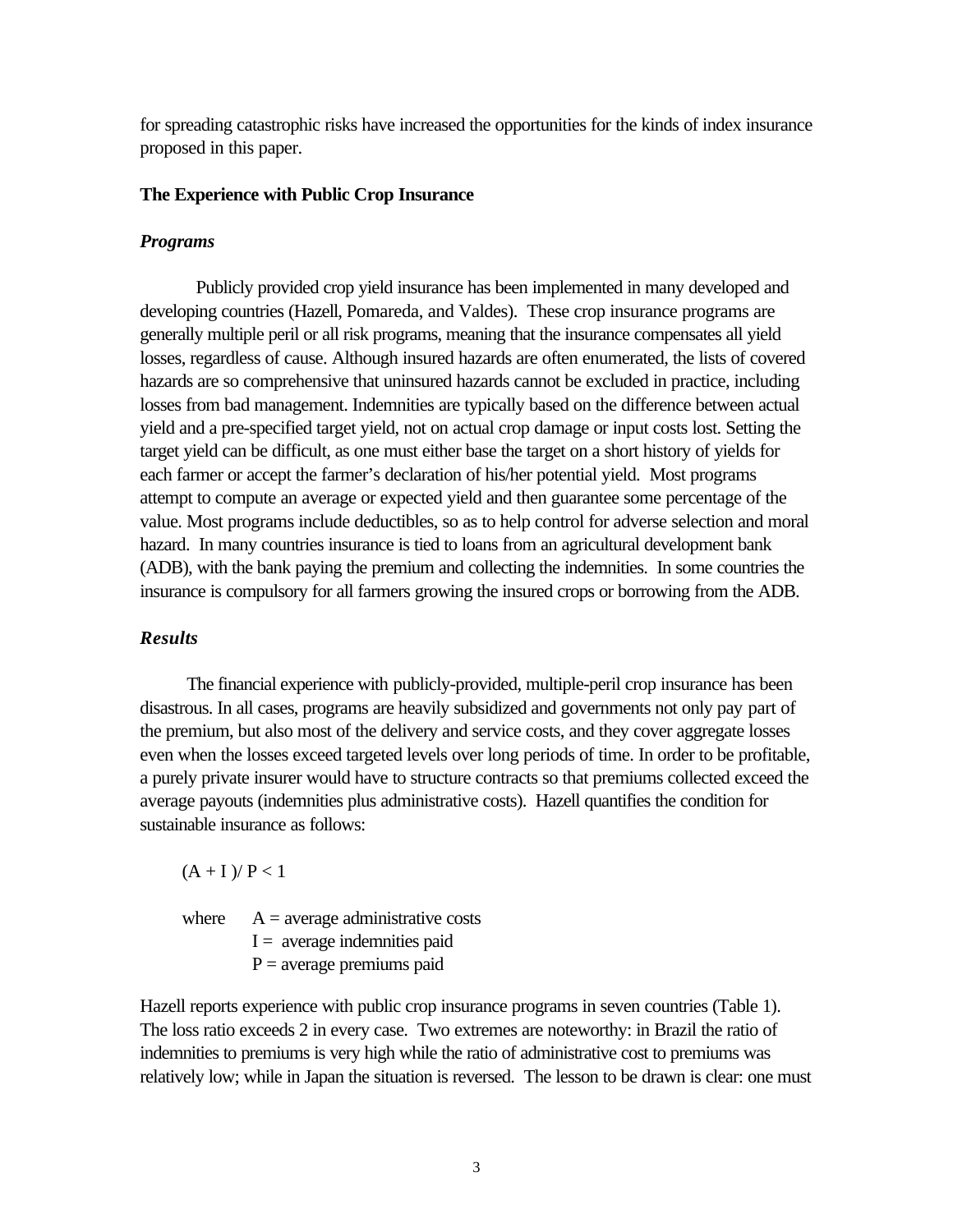for spreading catastrophic risks have increased the opportunities for the kinds of index insurance proposed in this paper.

**The Experience with Public Crop Insurance**

***Programs***

Publicly provided crop yield insurance has been implemented in many developed and developing countries (Hazell, Pomareda, and Valdes). These crop insurance programs are generally multiple peril or all risk programs, meaning that the insurance compensates all yield losses, regardless of cause. Although insured hazards are often enumerated, the lists of covered hazards are so comprehensive that uninsured hazards cannot be excluded in practice, including losses from bad management. Indemnities are typically based on the difference between actual yield and a pre-specified target yield, not on actual crop damage or input costs lost. Setting the target yield can be difficult, as one must either base the target on a short history of yields for each farmer or accept the farmer's declaration of his/her potential yield. Most programs attempt to compute an average or expected yield and then guarantee some percentage of the value. Most programs include deductibles, so as to help control for adverse selection and moral hazard. In many countries insurance is tied to loans from an agricultural development bank (ADB), with the bank paying the premium and collecting the indemnities. In some countries the insurance is compulsory for all farmers growing the insured crops or borrowing from the ADB.

***Results***

The financial experience with publicly-provided, multiple-peril crop insurance has been disastrous. In all cases, programs are heavily subsidized and governments not only pay part of the premium, but also most of the delivery and service costs, and they cover aggregate losses even when the losses exceed targeted levels over long periods of time. In order to be profitable, a purely private insurer would have to structure contracts so that premiums collected exceed the average payouts (indemnities plus administrative costs). Hazell quantifies the condition for sustainable insurance as follows:

$$(A + I)/P < 1$$

where
- A = average administrative costs
- I = average indemnities paid
- P = average premiums paid

Hazell reports experience with public crop insurance programs in seven countries (Table 1). The loss ratio exceeds 2 in every case. Two extremes are noteworthy: in Brazil the ratio of indemnities to premiums is very high while the ratio of administrative cost to premiums was relatively low; while in Japan the situation is reversed. The lesson to be drawn is clear: one must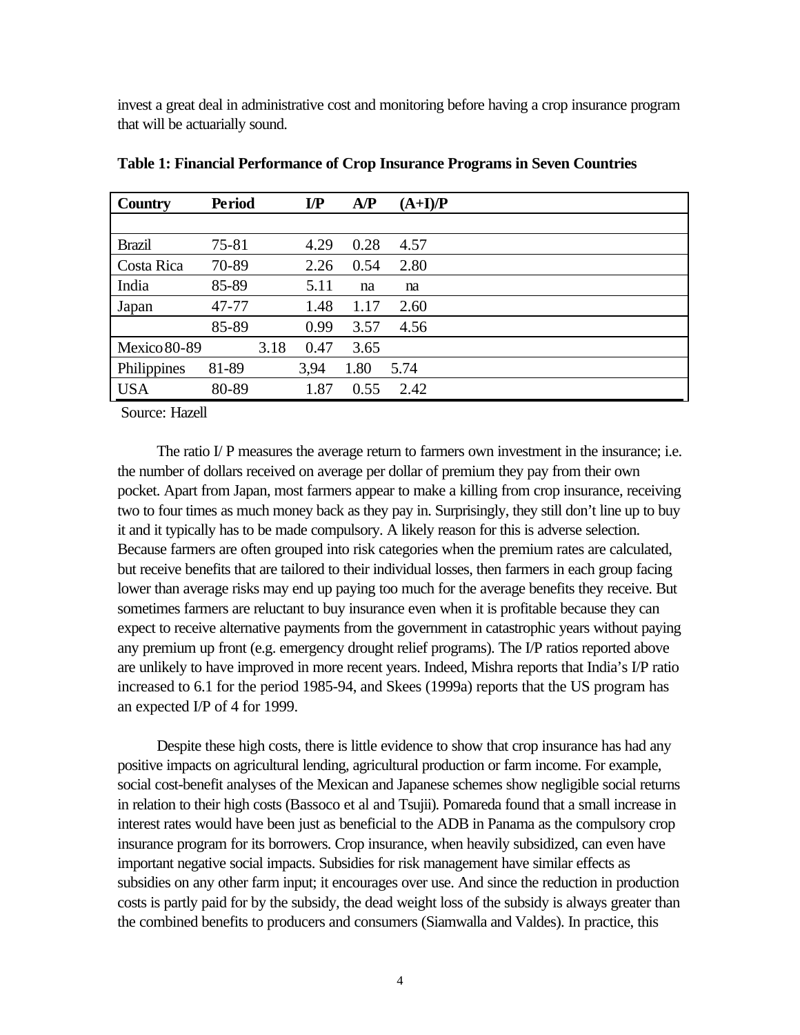invest a great deal in administrative cost and monitoring before having a crop insurance program that will be actuarially sound.

**Table 1: Financial Performance of Crop Insurance Programs in Seven Countries**

| Country | Period | I/P | A/P | (A+I)/P |
|---|---|---|---|---|
| | | | | |
| Brazil | 75-81 | 4.29 | 0.28 | 4.57 |
| Costa Rica | 70-89 | 2.26 | 0.54 | 2.80 |
| India | 85-89 | 5.11 | na | na |
| Japan | 47-77 | 1.48 | 1.17 | 2.60 |
| | 85-89 | 0.99 | 3.57 | 4.56 |
| Mexico | 80-89 | 3.18 | 0.47 | 3.65 |
| Philippines | 81-89 | 3,94 | 1.80 | 5.74 |
| USA | 80-89 | 1.87 | 0.55 | 2.42 |

Source: Hazell

The ratio I/ P measures the average return to farmers own investment in the insurance; i.e. the number of dollars received on average per dollar of premium they pay from their own pocket. Apart from Japan, most farmers appear to make a killing from crop insurance, receiving two to four times as much money back as they pay in. Surprisingly, they still don't line up to buy it and it typically has to be made compulsory. A likely reason for this is adverse selection. Because farmers are often grouped into risk categories when the premium rates are calculated, but receive benefits that are tailored to their individual losses, then farmers in each group facing lower than average risks may end up paying too much for the average benefits they receive. But sometimes farmers are reluctant to buy insurance even when it is profitable because they can expect to receive alternative payments from the government in catastrophic years without paying any premium up front (e.g. emergency drought relief programs). The I/P ratios reported above are unlikely to have improved in more recent years. Indeed, Mishra reports that India's I/P ratio increased to 6.1 for the period 1985-94, and Skees (1999a) reports that the US program has an expected I/P of 4 for 1999.

Despite these high costs, there is little evidence to show that crop insurance has had any positive impacts on agricultural lending, agricultural production or farm income. For example, social cost-benefit analyses of the Mexican and Japanese schemes show negligible social returns in relation to their high costs (Bassoco et al and Tsujii). Pomareda found that a small increase in interest rates would have been just as beneficial to the ADB in Panama as the compulsory crop insurance program for its borrowers. Crop insurance, when heavily subsidized, can even have important negative social impacts. Subsidies for risk management have similar effects as subsidies on any other farm input; it encourages over use. And since the reduction in production costs is partly paid for by the subsidy, the dead weight loss of the subsidy is always greater than the combined benefits to producers and consumers (Siamwalla and Valdes). In practice, this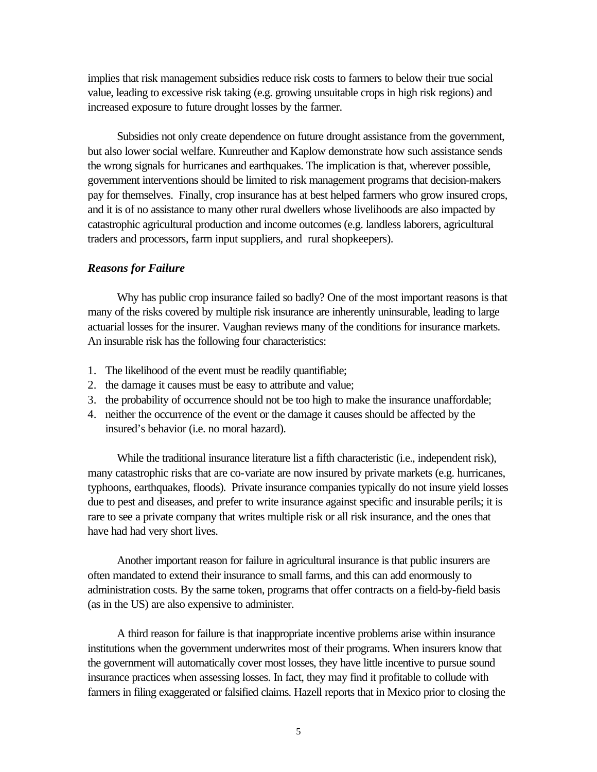implies that risk management subsidies reduce risk costs to farmers to below their true social value, leading to excessive risk taking (e.g. growing unsuitable crops in high risk regions) and increased exposure to future drought losses by the farmer.

Subsidies not only create dependence on future drought assistance from the government, but also lower social welfare. Kunreuther and Kaplow demonstrate how such assistance sends the wrong signals for hurricanes and earthquakes. The implication is that, wherever possible, government interventions should be limited to risk management programs that decision-makers pay for themselves. Finally, crop insurance has at best helped farmers who grow insured crops, and it is of no assistance to many other rural dwellers whose livelihoods are also impacted by catastrophic agricultural production and income outcomes (e.g. landless laborers, agricultural traders and processors, farm input suppliers, and rural shopkeepers).

***Reasons for Failure***

Why has public crop insurance failed so badly? One of the most important reasons is that many of the risks covered by multiple risk insurance are inherently uninsurable, leading to large actuarial losses for the insurer. Vaughan reviews many of the conditions for insurance markets. An insurable risk has the following four characteristics:

1. The likelihood of the event must be readily quantifiable;
2. the damage it causes must be easy to attribute and value;
3. the probability of occurrence should not be too high to make the insurance unaffordable;
4. neither the occurrence of the event or the damage it causes should be affected by the insured's behavior (i.e. no moral hazard).

While the traditional insurance literature list a fifth characteristic (i.e., independent risk), many catastrophic risks that are co-variate are now insured by private markets (e.g. hurricanes, typhoons, earthquakes, floods). Private insurance companies typically do not insure yield losses due to pest and diseases, and prefer to write insurance against specific and insurable perils; it is rare to see a private company that writes multiple risk or all risk insurance, and the ones that have had had very short lives.

Another important reason for failure in agricultural insurance is that public insurers are often mandated to extend their insurance to small farms, and this can add enormously to administration costs. By the same token, programs that offer contracts on a field-by-field basis (as in the US) are also expensive to administer.

A third reason for failure is that inappropriate incentive problems arise within insurance institutions when the government underwrites most of their programs. When insurers know that the government will automatically cover most losses, they have little incentive to pursue sound insurance practices when assessing losses. In fact, they may find it profitable to collude with farmers in filing exaggerated or falsified claims. Hazell reports that in Mexico prior to closing the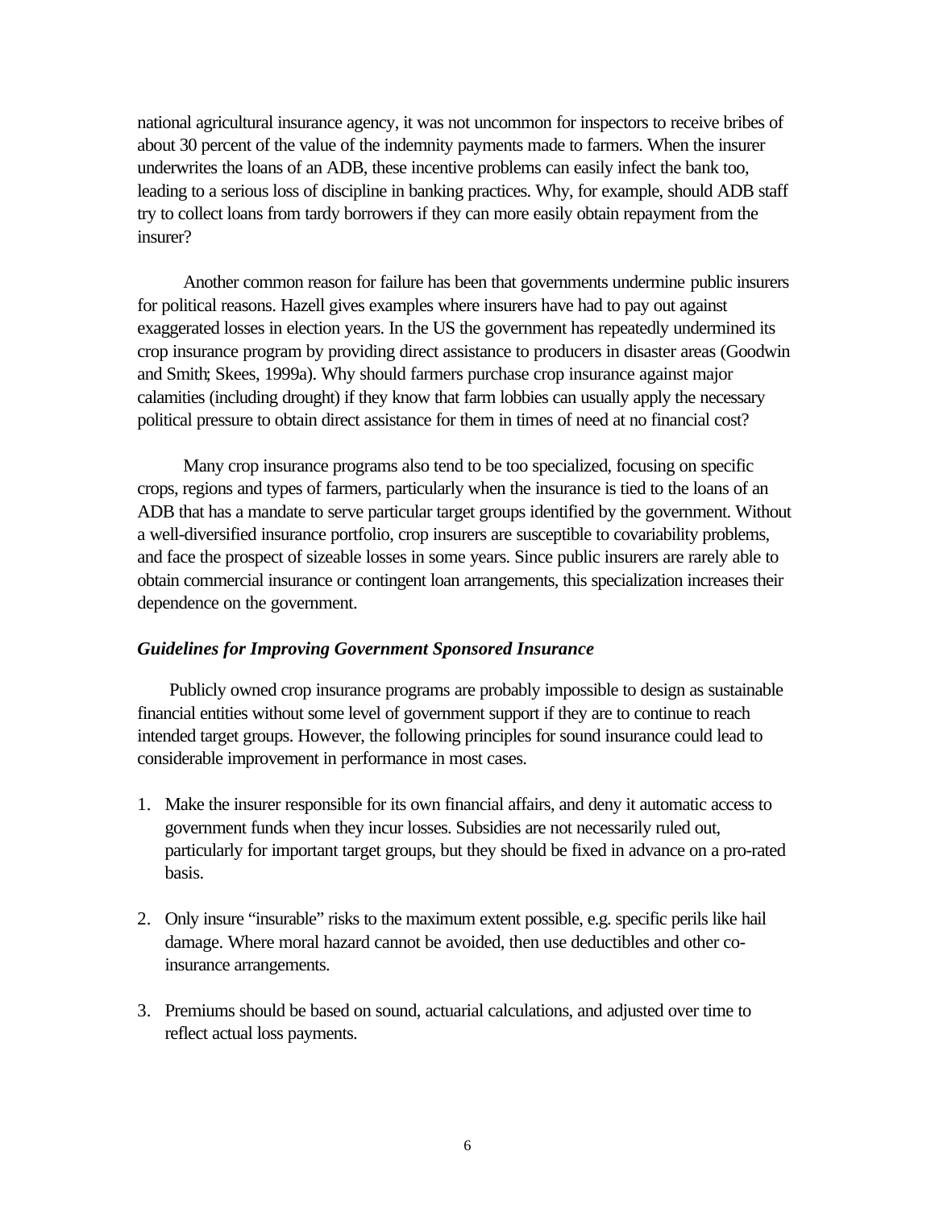national agricultural insurance agency, it was not uncommon for inspectors to receive bribes of about 30 percent of the value of the indemnity payments made to farmers. When the insurer underwrites the loans of an ADB, these incentive problems can easily infect the bank too, leading to a serious loss of discipline in banking practices. Why, for example, should ADB staff try to collect loans from tardy borrowers if they can more easily obtain repayment from the insurer?

Another common reason for failure has been that governments undermine public insurers for political reasons. Hazell gives examples where insurers have had to pay out against exaggerated losses in election years. In the US the government has repeatedly undermined its crop insurance program by providing direct assistance to producers in disaster areas (Goodwin and Smith; Skees, 1999a). Why should farmers purchase crop insurance against major calamities (including drought) if they know that farm lobbies can usually apply the necessary political pressure to obtain direct assistance for them in times of need at no financial cost?

Many crop insurance programs also tend to be too specialized, focusing on specific crops, regions and types of farmers, particularly when the insurance is tied to the loans of an ADB that has a mandate to serve particular target groups identified by the government. Without a well-diversified insurance portfolio, crop insurers are susceptible to covariability problems, and face the prospect of sizeable losses in some years. Since public insurers are rarely able to obtain commercial insurance or contingent loan arrangements, this specialization increases their dependence on the government.

### *Guidelines for Improving Government Sponsored Insurance*

Publicly owned crop insurance programs are probably impossible to design as sustainable financial entities without some level of government support if they are to continue to reach intended target groups. However, the following principles for sound insurance could lead to considerable improvement in performance in most cases.

1. Make the insurer responsible for its own financial affairs, and deny it automatic access to government funds when they incur losses. Subsidies are not necessarily ruled out, particularly for important target groups, but they should be fixed in advance on a pro-rated basis.

2. Only insure "insurable" risks to the maximum extent possible, e.g. specific perils like hail damage. Where moral hazard cannot be avoided, then use deductibles and other co-insurance arrangements.

3. Premiums should be based on sound, actuarial calculations, and adjusted over time to reflect actual loss payments.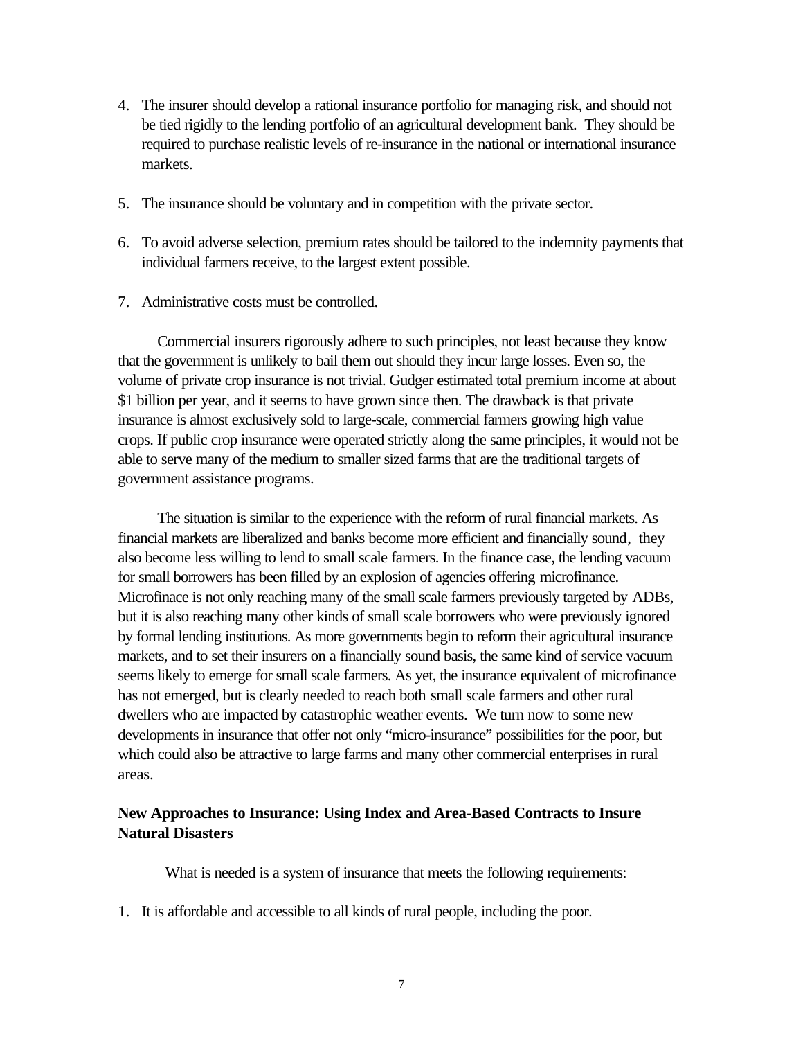4. The insurer should develop a rational insurance portfolio for managing risk, and should not be tied rigidly to the lending portfolio of an agricultural development bank. They should be required to purchase realistic levels of re-insurance in the national or international insurance markets.

5. The insurance should be voluntary and in competition with the private sector.

6. To avoid adverse selection, premium rates should be tailored to the indemnity payments that individual farmers receive, to the largest extent possible.

7. Administrative costs must be controlled.

Commercial insurers rigorously adhere to such principles, not least because they know that the government is unlikely to bail them out should they incur large losses. Even so, the volume of private crop insurance is not trivial. Gudger estimated total premium income at about $1 billion per year, and it seems to have grown since then. The drawback is that private insurance is almost exclusively sold to large-scale, commercial farmers growing high value crops. If public crop insurance were operated strictly along the same principles, it would not be able to serve many of the medium to smaller sized farms that are the traditional targets of government assistance programs.

The situation is similar to the experience with the reform of rural financial markets. As financial markets are liberalized and banks become more efficient and financially sound, they also become less willing to lend to small scale farmers. In the finance case, the lending vacuum for small borrowers has been filled by an explosion of agencies offering microfinance. Microfinace is not only reaching many of the small scale farmers previously targeted by ADBs, but it is also reaching many other kinds of small scale borrowers who were previously ignored by formal lending institutions. As more governments begin to reform their agricultural insurance markets, and to set their insurers on a financially sound basis, the same kind of service vacuum seems likely to emerge for small scale farmers. As yet, the insurance equivalent of microfinance has not emerged, but is clearly needed to reach both small scale farmers and other rural dwellers who are impacted by catastrophic weather events. We turn now to some new developments in insurance that offer not only "micro-insurance" possibilities for the poor, but which could also be attractive to large farms and many other commercial enterprises in rural areas.

**New Approaches to Insurance: Using Index and Area-Based Contracts to Insure Natural Disasters**

What is needed is a system of insurance that meets the following requirements:

1. It is affordable and accessible to all kinds of rural people, including the poor.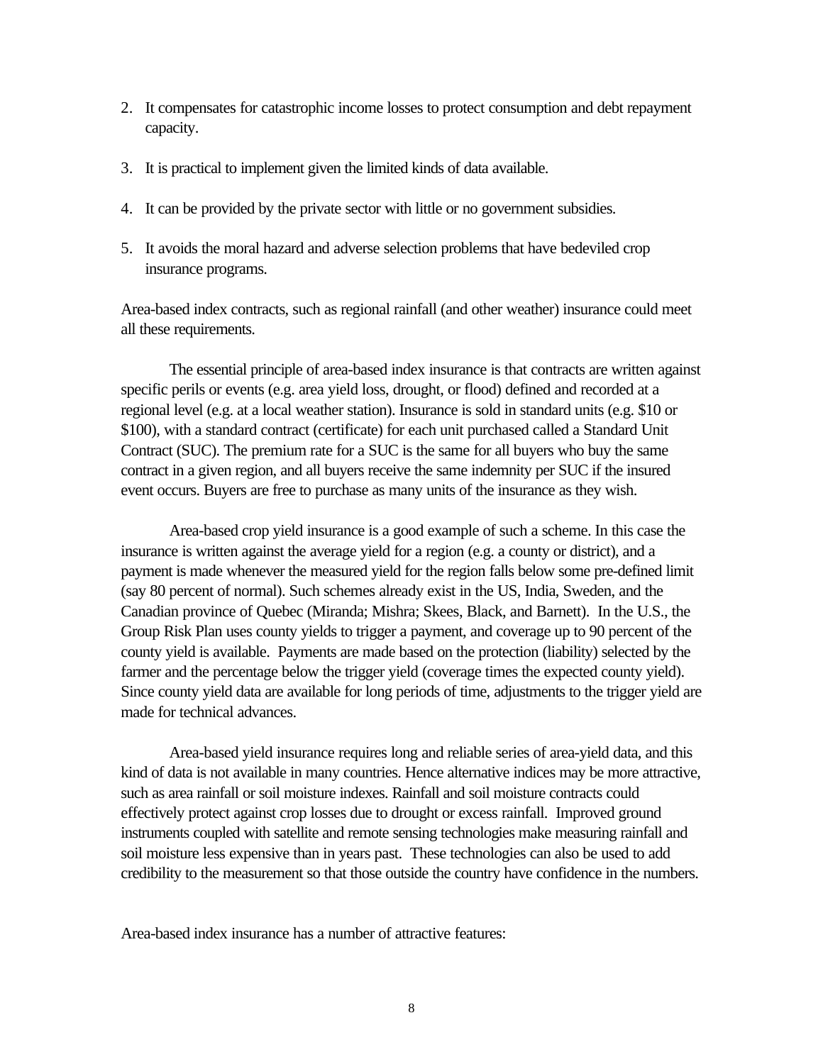2. It compensates for catastrophic income losses to protect consumption and debt repayment capacity.

3. It is practical to implement given the limited kinds of data available.

4. It can be provided by the private sector with little or no government subsidies.

5. It avoids the moral hazard and adverse selection problems that have bedeviled crop insurance programs.

Area-based index contracts, such as regional rainfall (and other weather) insurance could meet all these requirements.

The essential principle of area-based index insurance is that contracts are written against specific perils or events (e.g. area yield loss, drought, or flood) defined and recorded at a regional level (e.g. at a local weather station). Insurance is sold in standard units (e.g. $10 or $100), with a standard contract (certificate) for each unit purchased called a Standard Unit Contract (SUC). The premium rate for a SUC is the same for all buyers who buy the same contract in a given region, and all buyers receive the same indemnity per SUC if the insured event occurs. Buyers are free to purchase as many units of the insurance as they wish.

Area-based crop yield insurance is a good example of such a scheme. In this case the insurance is written against the average yield for a region (e.g. a county or district), and a payment is made whenever the measured yield for the region falls below some pre-defined limit (say 80 percent of normal). Such schemes already exist in the US, India, Sweden, and the Canadian province of Quebec (Miranda; Mishra; Skees, Black, and Barnett). In the U.S., the Group Risk Plan uses county yields to trigger a payment, and coverage up to 90 percent of the county yield is available. Payments are made based on the protection (liability) selected by the farmer and the percentage below the trigger yield (coverage times the expected county yield). Since county yield data are available for long periods of time, adjustments to the trigger yield are made for technical advances.

Area-based yield insurance requires long and reliable series of area-yield data, and this kind of data is not available in many countries. Hence alternative indices may be more attractive, such as area rainfall or soil moisture indexes. Rainfall and soil moisture contracts could effectively protect against crop losses due to drought or excess rainfall. Improved ground instruments coupled with satellite and remote sensing technologies make measuring rainfall and soil moisture less expensive than in years past. These technologies can also be used to add credibility to the measurement so that those outside the country have confidence in the numbers.

Area-based index insurance has a number of attractive features: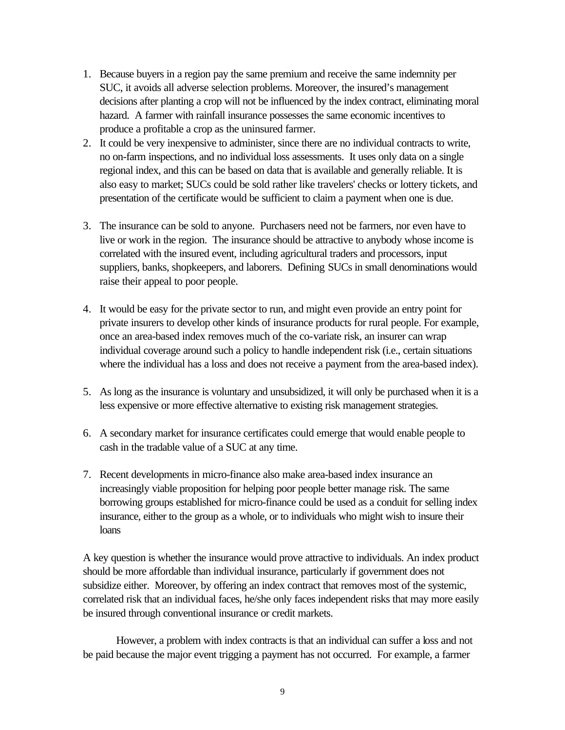1. Because buyers in a region pay the same premium and receive the same indemnity per SUC, it avoids all adverse selection problems. Moreover, the insured's management decisions after planting a crop will not be influenced by the index contract, eliminating moral hazard. A farmer with rainfall insurance possesses the same economic incentives to produce a profitable a crop as the uninsured farmer.
2. It could be very inexpensive to administer, since there are no individual contracts to write, no on-farm inspections, and no individual loss assessments. It uses only data on a single regional index, and this can be based on data that is available and generally reliable. It is also easy to market; SUCs could be sold rather like travelers' checks or lottery tickets, and presentation of the certificate would be sufficient to claim a payment when one is due.
3. The insurance can be sold to anyone. Purchasers need not be farmers, nor even have to live or work in the region. The insurance should be attractive to anybody whose income is correlated with the insured event, including agricultural traders and processors, input suppliers, banks, shopkeepers, and laborers. Defining SUCs in small denominations would raise their appeal to poor people.
4. It would be easy for the private sector to run, and might even provide an entry point for private insurers to develop other kinds of insurance products for rural people. For example, once an area-based index removes much of the co-variate risk, an insurer can wrap individual coverage around such a policy to handle independent risk (i.e., certain situations where the individual has a loss and does not receive a payment from the area-based index).
5. As long as the insurance is voluntary and unsubsidized, it will only be purchased when it is a less expensive or more effective alternative to existing risk management strategies.
6. A secondary market for insurance certificates could emerge that would enable people to cash in the tradable value of a SUC at any time.
7. Recent developments in micro-finance also make area-based index insurance an increasingly viable proposition for helping poor people better manage risk. The same borrowing groups established for micro-finance could be used as a conduit for selling index insurance, either to the group as a whole, or to individuals who might wish to insure their loans

A key question is whether the insurance would prove attractive to individuals. An index product should be more affordable than individual insurance, particularly if government does not subsidize either. Moreover, by offering an index contract that removes most of the systemic, correlated risk that an individual faces, he/she only faces independent risks that may more easily be insured through conventional insurance or credit markets.

However, a problem with index contracts is that an individual can suffer a loss and not be paid because the major event trigging a payment has not occurred. For example, a farmer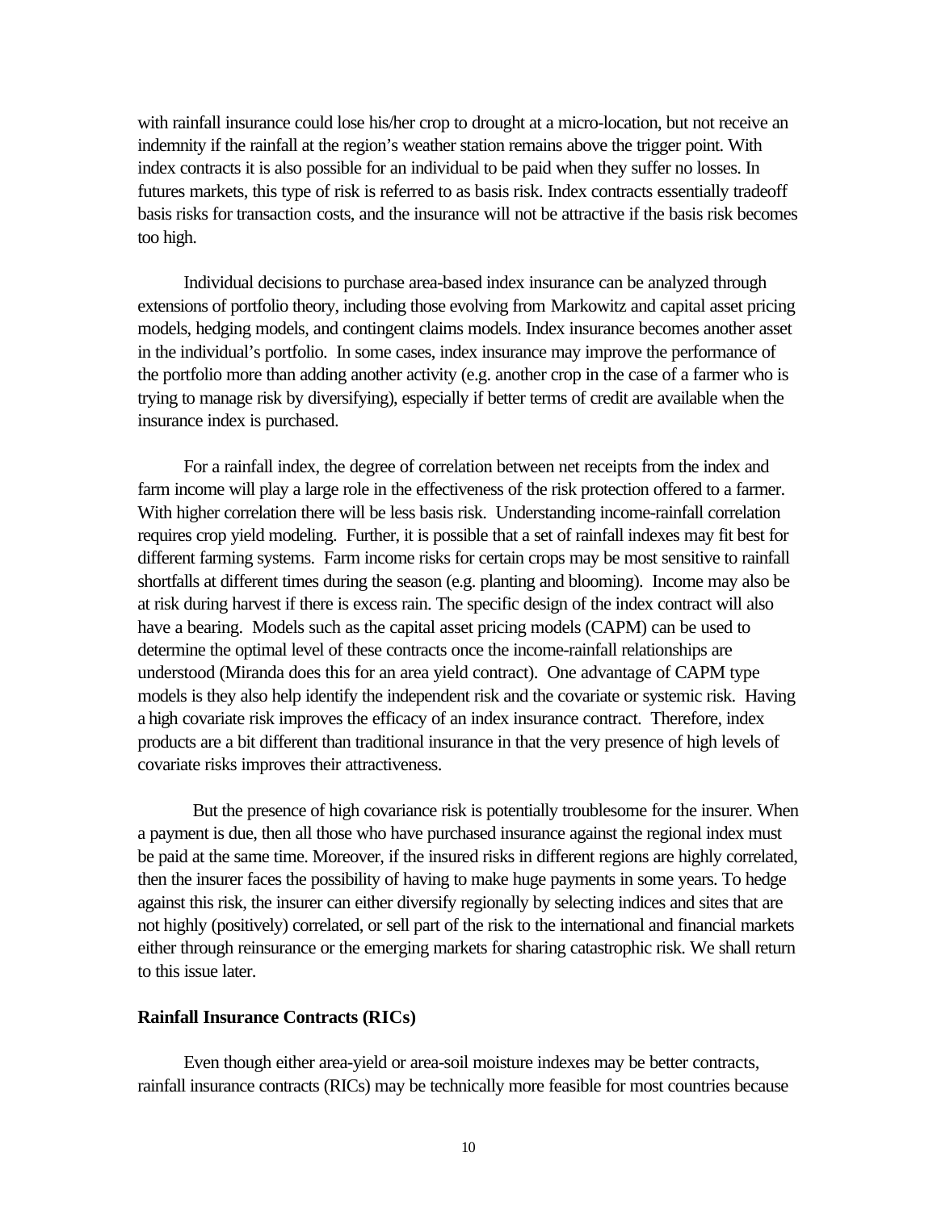with rainfall insurance could lose his/her crop to drought at a micro-location, but not receive an indemnity if the rainfall at the region's weather station remains above the trigger point. With index contracts it is also possible for an individual to be paid when they suffer no losses. In futures markets, this type of risk is referred to as basis risk. Index contracts essentially tradeoff basis risks for transaction costs, and the insurance will not be attractive if the basis risk becomes too high.

Individual decisions to purchase area-based index insurance can be analyzed through extensions of portfolio theory, including those evolving from Markowitz and capital asset pricing models, hedging models, and contingent claims models. Index insurance becomes another asset in the individual's portfolio. In some cases, index insurance may improve the performance of the portfolio more than adding another activity (e.g. another crop in the case of a farmer who is trying to manage risk by diversifying), especially if better terms of credit are available when the insurance index is purchased.

For a rainfall index, the degree of correlation between net receipts from the index and farm income will play a large role in the effectiveness of the risk protection offered to a farmer. With higher correlation there will be less basis risk. Understanding income-rainfall correlation requires crop yield modeling. Further, it is possible that a set of rainfall indexes may fit best for different farming systems. Farm income risks for certain crops may be most sensitive to rainfall shortfalls at different times during the season (e.g. planting and blooming). Income may also be at risk during harvest if there is excess rain. The specific design of the index contract will also have a bearing. Models such as the capital asset pricing models (CAPM) can be used to determine the optimal level of these contracts once the income-rainfall relationships are understood (Miranda does this for an area yield contract). One advantage of CAPM type models is they also help identify the independent risk and the covariate or systemic risk. Having a high covariate risk improves the efficacy of an index insurance contract. Therefore, index products are a bit different than traditional insurance in that the very presence of high levels of covariate risks improves their attractiveness.

But the presence of high covariance risk is potentially troublesome for the insurer. When a payment is due, then all those who have purchased insurance against the regional index must be paid at the same time. Moreover, if the insured risks in different regions are highly correlated, then the insurer faces the possibility of having to make huge payments in some years. To hedge against this risk, the insurer can either diversify regionally by selecting indices and sites that are not highly (positively) correlated, or sell part of the risk to the international and financial markets either through reinsurance or the emerging markets for sharing catastrophic risk. We shall return to this issue later.

**Rainfall Insurance Contracts (RICs)**

Even though either area-yield or area-soil moisture indexes may be better contracts, rainfall insurance contracts (RICs) may be technically more feasible for most countries because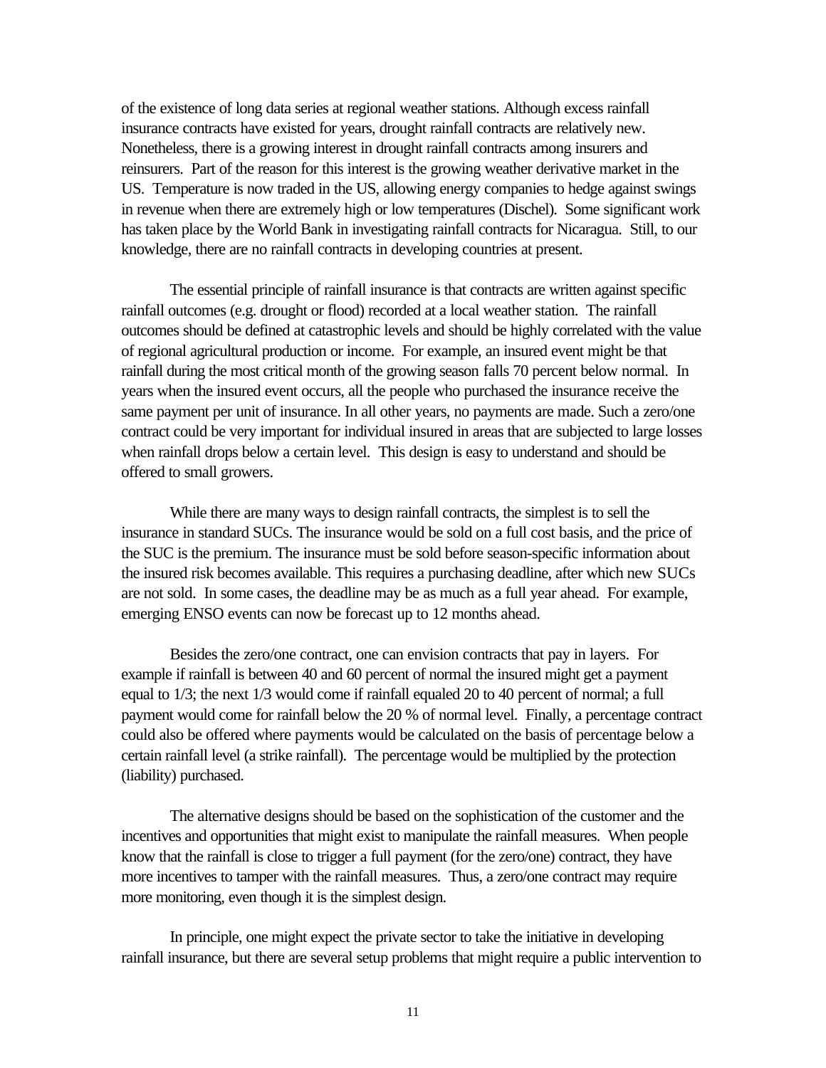of the existence of long data series at regional weather stations. Although excess rainfall insurance contracts have existed for years, drought rainfall contracts are relatively new. Nonetheless, there is a growing interest in drought rainfall contracts among insurers and reinsurers. Part of the reason for this interest is the growing weather derivative market in the US. Temperature is now traded in the US, allowing energy companies to hedge against swings in revenue when there are extremely high or low temperatures (Dischel). Some significant work has taken place by the World Bank in investigating rainfall contracts for Nicaragua. Still, to our knowledge, there are no rainfall contracts in developing countries at present.

The essential principle of rainfall insurance is that contracts are written against specific rainfall outcomes (e.g. drought or flood) recorded at a local weather station. The rainfall outcomes should be defined at catastrophic levels and should be highly correlated with the value of regional agricultural production or income. For example, an insured event might be that rainfall during the most critical month of the growing season falls 70 percent below normal. In years when the insured event occurs, all the people who purchased the insurance receive the same payment per unit of insurance. In all other years, no payments are made. Such a zero/one contract could be very important for individual insured in areas that are subjected to large losses when rainfall drops below a certain level. This design is easy to understand and should be offered to small growers.

While there are many ways to design rainfall contracts, the simplest is to sell the insurance in standard SUCs. The insurance would be sold on a full cost basis, and the price of the SUC is the premium. The insurance must be sold before season-specific information about the insured risk becomes available. This requires a purchasing deadline, after which new SUCs are not sold. In some cases, the deadline may be as much as a full year ahead. For example, emerging ENSO events can now be forecast up to 12 months ahead.

Besides the zero/one contract, one can envision contracts that pay in layers. For example if rainfall is between 40 and 60 percent of normal the insured might get a payment equal to 1/3; the next 1/3 would come if rainfall equaled 20 to 40 percent of normal; a full payment would come for rainfall below the 20 % of normal level. Finally, a percentage contract could also be offered where payments would be calculated on the basis of percentage below a certain rainfall level (a strike rainfall). The percentage would be multiplied by the protection (liability) purchased.

The alternative designs should be based on the sophistication of the customer and the incentives and opportunities that might exist to manipulate the rainfall measures. When people know that the rainfall is close to trigger a full payment (for the zero/one) contract, they have more incentives to tamper with the rainfall measures. Thus, a zero/one contract may require more monitoring, even though it is the simplest design.

In principle, one might expect the private sector to take the initiative in developing rainfall insurance, but there are several setup problems that might require a public intervention to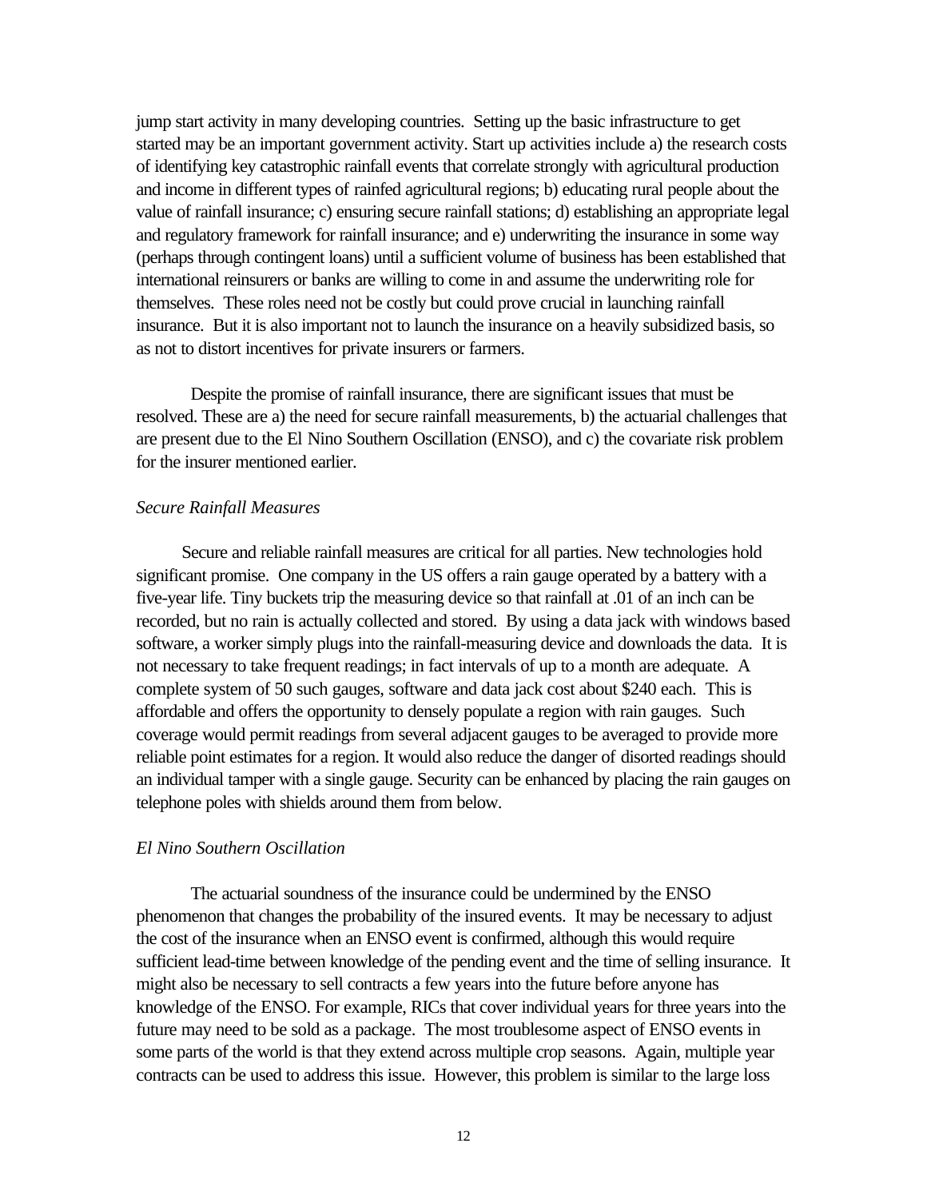jump start activity in many developing countries. Setting up the basic infrastructure to get started may be an important government activity. Start up activities include a) the research costs of identifying key catastrophic rainfall events that correlate strongly with agricultural production and income in different types of rainfed agricultural regions; b) educating rural people about the value of rainfall insurance; c) ensuring secure rainfall stations; d) establishing an appropriate legal and regulatory framework for rainfall insurance; and e) underwriting the insurance in some way (perhaps through contingent loans) until a sufficient volume of business has been established that international reinsurers or banks are willing to come in and assume the underwriting role for themselves. These roles need not be costly but could prove crucial in launching rainfall insurance. But it is also important not to launch the insurance on a heavily subsidized basis, so as not to distort incentives for private insurers or farmers.

Despite the promise of rainfall insurance, there are significant issues that must be resolved. These are a) the need for secure rainfall measurements, b) the actuarial challenges that are present due to the El Nino Southern Oscillation (ENSO), and c) the covariate risk problem for the insurer mentioned earlier.

*Secure Rainfall Measures*

Secure and reliable rainfall measures are critical for all parties. New technologies hold significant promise. One company in the US offers a rain gauge operated by a battery with a five-year life. Tiny buckets trip the measuring device so that rainfall at .01 of an inch can be recorded, but no rain is actually collected and stored. By using a data jack with windows based software, a worker simply plugs into the rainfall-measuring device and downloads the data. It is not necessary to take frequent readings; in fact intervals of up to a month are adequate. A complete system of 50 such gauges, software and data jack cost about $240 each. This is affordable and offers the opportunity to densely populate a region with rain gauges. Such coverage would permit readings from several adjacent gauges to be averaged to provide more reliable point estimates for a region. It would also reduce the danger of disorted readings should an individual tamper with a single gauge. Security can be enhanced by placing the rain gauges on telephone poles with shields around them from below.

*El Nino Southern Oscillation*

The actuarial soundness of the insurance could be undermined by the ENSO phenomenon that changes the probability of the insured events. It may be necessary to adjust the cost of the insurance when an ENSO event is confirmed, although this would require sufficient lead-time between knowledge of the pending event and the time of selling insurance. It might also be necessary to sell contracts a few years into the future before anyone has knowledge of the ENSO. For example, RICs that cover individual years for three years into the future may need to be sold as a package. The most troublesome aspect of ENSO events in some parts of the world is that they extend across multiple crop seasons. Again, multiple year contracts can be used to address this issue. However, this problem is similar to the large loss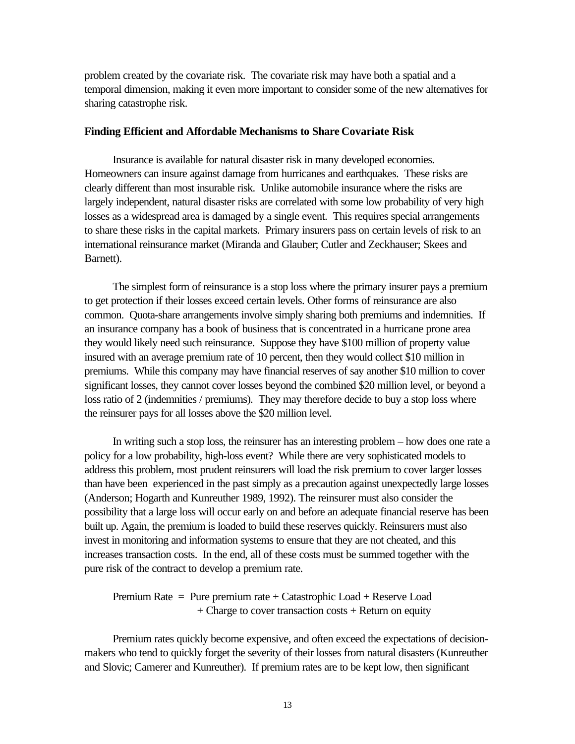problem created by the covariate risk. The covariate risk may have both a spatial and a temporal dimension, making it even more important to consider some of the new alternatives for sharing catastrophe risk.

**Finding Efficient and Affordable Mechanisms to Share Covariate Risk**

Insurance is available for natural disaster risk in many developed economies. Homeowners can insure against damage from hurricanes and earthquakes. These risks are clearly different than most insurable risk. Unlike automobile insurance where the risks are largely independent, natural disaster risks are correlated with some low probability of very high losses as a widespread area is damaged by a single event. This requires special arrangements to share these risks in the capital markets. Primary insurers pass on certain levels of risk to an international reinsurance market (Miranda and Glauber; Cutler and Zeckhauser; Skees and Barnett).

The simplest form of reinsurance is a stop loss where the primary insurer pays a premium to get protection if their losses exceed certain levels. Other forms of reinsurance are also common. Quota-share arrangements involve simply sharing both premiums and indemnities. If an insurance company has a book of business that is concentrated in a hurricane prone area they would likely need such reinsurance. Suppose they have $100 million of property value insured with an average premium rate of 10 percent, then they would collect $10 million in premiums. While this company may have financial reserves of say another $10 million to cover significant losses, they cannot cover losses beyond the combined $20 million level, or beyond a loss ratio of 2 (indemnities / premiums). They may therefore decide to buy a stop loss where the reinsurer pays for all losses above the $20 million level.

In writing such a stop loss, the reinsurer has an interesting problem – how does one rate a policy for a low probability, high-loss event? While there are very sophisticated models to address this problem, most prudent reinsurers will load the risk premium to cover larger losses than have been experienced in the past simply as a precaution against unexpectedly large losses (Anderson; Hogarth and Kunreuther 1989, 1992). The reinsurer must also consider the possibility that a large loss will occur early on and before an adequate financial reserve has been built up. Again, the premium is loaded to build these reserves quickly. Reinsurers must also invest in monitoring and information systems to ensure that they are not cheated, and this increases transaction costs. In the end, all of these costs must be summed together with the pure risk of the contract to develop a premium rate.

Premium Rate = Pure premium rate + Catastrophic Load + Reserve Load
+ Charge to cover transaction costs + Return on equity

Premium rates quickly become expensive, and often exceed the expectations of decision-makers who tend to quickly forget the severity of their losses from natural disasters (Kunreuther and Slovic; Camerer and Kunreuther). If premium rates are to be kept low, then significant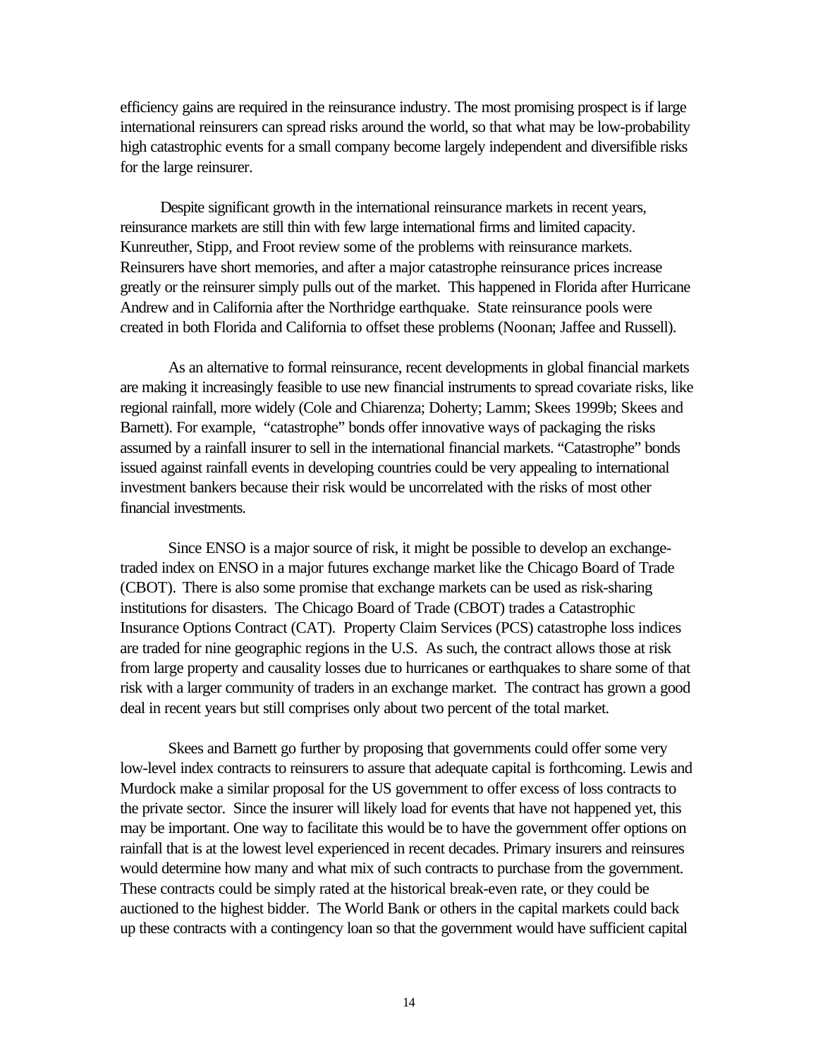efficiency gains are required in the reinsurance industry. The most promising prospect is if large international reinsurers can spread risks around the world, so that what may be low-probability high catastrophic events for a small company become largely independent and diversifible risks for the large reinsurer.

Despite significant growth in the international reinsurance markets in recent years, reinsurance markets are still thin with few large international firms and limited capacity. Kunreuther, Stipp, and Froot review some of the problems with reinsurance markets. Reinsurers have short memories, and after a major catastrophe reinsurance prices increase greatly or the reinsurer simply pulls out of the market. This happened in Florida after Hurricane Andrew and in California after the Northridge earthquake. State reinsurance pools were created in both Florida and California to offset these problems (Noonan; Jaffee and Russell).

As an alternative to formal reinsurance, recent developments in global financial markets are making it increasingly feasible to use new financial instruments to spread covariate risks, like regional rainfall, more widely (Cole and Chiarenza; Doherty; Lamm; Skees 1999b; Skees and Barnett). For example, "catastrophe" bonds offer innovative ways of packaging the risks assumed by a rainfall insurer to sell in the international financial markets. "Catastrophe" bonds issued against rainfall events in developing countries could be very appealing to international investment bankers because their risk would be uncorrelated with the risks of most other financial investments.

Since ENSO is a major source of risk, it might be possible to develop an exchange-traded index on ENSO in a major futures exchange market like the Chicago Board of Trade (CBOT). There is also some promise that exchange markets can be used as risk-sharing institutions for disasters. The Chicago Board of Trade (CBOT) trades a Catastrophic Insurance Options Contract (CAT). Property Claim Services (PCS) catastrophe loss indices are traded for nine geographic regions in the U.S. As such, the contract allows those at risk from large property and causality losses due to hurricanes or earthquakes to share some of that risk with a larger community of traders in an exchange market. The contract has grown a good deal in recent years but still comprises only about two percent of the total market.

Skees and Barnett go further by proposing that governments could offer some very low-level index contracts to reinsurers to assure that adequate capital is forthcoming. Lewis and Murdock make a similar proposal for the US government to offer excess of loss contracts to the private sector. Since the insurer will likely load for events that have not happened yet, this may be important. One way to facilitate this would be to have the government offer options on rainfall that is at the lowest level experienced in recent decades. Primary insurers and reinsures would determine how many and what mix of such contracts to purchase from the government. These contracts could be simply rated at the historical break-even rate, or they could be auctioned to the highest bidder. The World Bank or others in the capital markets could back up these contracts with a contingency loan so that the government would have sufficient capital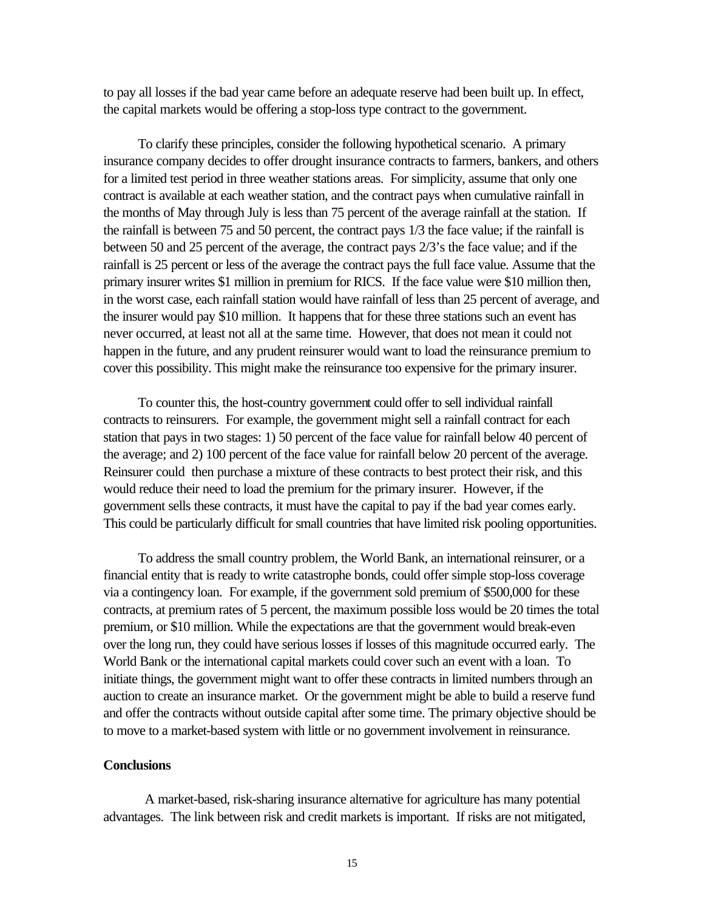to pay all losses if the bad year came before an adequate reserve had been built up. In effect, the capital markets would be offering a stop-loss type contract to the government.

To clarify these principles, consider the following hypothetical scenario. A primary insurance company decides to offer drought insurance contracts to farmers, bankers, and others for a limited test period in three weather stations areas. For simplicity, assume that only one contract is available at each weather station, and the contract pays when cumulative rainfall in the months of May through July is less than 75 percent of the average rainfall at the station. If the rainfall is between 75 and 50 percent, the contract pays 1/3 the face value; if the rainfall is between 50 and 25 percent of the average, the contract pays 2/3's the face value; and if the rainfall is 25 percent or less of the average the contract pays the full face value. Assume that the primary insurer writes $1 million in premium for RICS. If the face value were $10 million then, in the worst case, each rainfall station would have rainfall of less than 25 percent of average, and the insurer would pay $10 million. It happens that for these three stations such an event has never occurred, at least not all at the same time. However, that does not mean it could not happen in the future, and any prudent reinsurer would want to load the reinsurance premium to cover this possibility. This might make the reinsurance too expensive for the primary insurer.

To counter this, the host-country government could offer to sell individual rainfall contracts to reinsurers. For example, the government might sell a rainfall contract for each station that pays in two stages: 1) 50 percent of the face value for rainfall below 40 percent of the average; and 2) 100 percent of the face value for rainfall below 20 percent of the average. Reinsurer could then purchase a mixture of these contracts to best protect their risk, and this would reduce their need to load the premium for the primary insurer. However, if the government sells these contracts, it must have the capital to pay if the bad year comes early. This could be particularly difficult for small countries that have limited risk pooling opportunities.

To address the small country problem, the World Bank, an international reinsurer, or a financial entity that is ready to write catastrophe bonds, could offer simple stop-loss coverage via a contingency loan. For example, if the government sold premium of $500,000 for these contracts, at premium rates of 5 percent, the maximum possible loss would be 20 times the total premium, or $10 million. While the expectations are that the government would break-even over the long run, they could have serious losses if losses of this magnitude occurred early. The World Bank or the international capital markets could cover such an event with a loan. To initiate things, the government might want to offer these contracts in limited numbers through an auction to create an insurance market. Or the government might be able to build a reserve fund and offer the contracts without outside capital after some time. The primary objective should be to move to a market-based system with little or no government involvement in reinsurance.

## Conclusions

A market-based, risk-sharing insurance alternative for agriculture has many potential advantages. The link between risk and credit markets is important. If risks are not mitigated,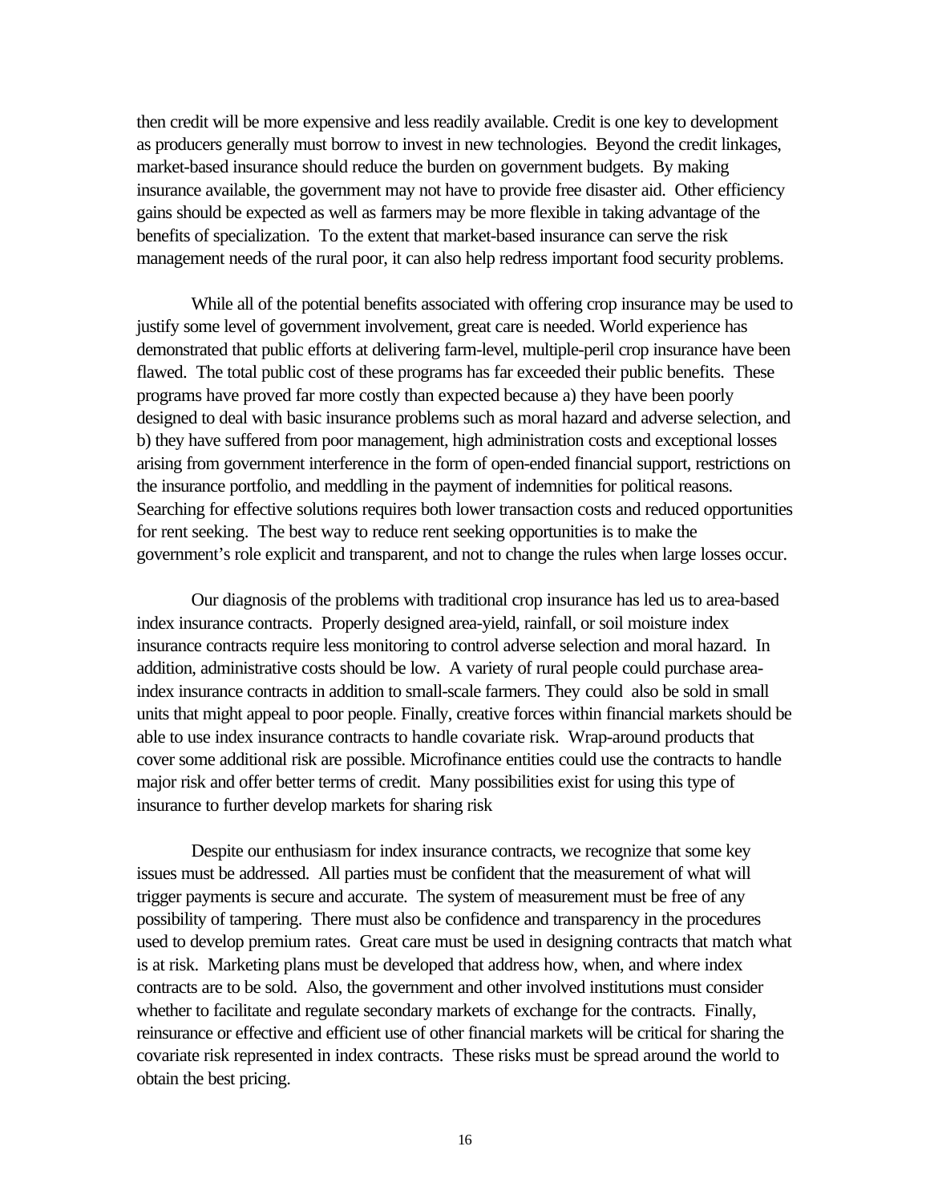then credit will be more expensive and less readily available. Credit is one key to development as producers generally must borrow to invest in new technologies. Beyond the credit linkages, market-based insurance should reduce the burden on government budgets. By making insurance available, the government may not have to provide free disaster aid. Other efficiency gains should be expected as well as farmers may be more flexible in taking advantage of the benefits of specialization. To the extent that market-based insurance can serve the risk management needs of the rural poor, it can also help redress important food security problems.

While all of the potential benefits associated with offering crop insurance may be used to justify some level of government involvement, great care is needed. World experience has demonstrated that public efforts at delivering farm-level, multiple-peril crop insurance have been flawed. The total public cost of these programs has far exceeded their public benefits. These programs have proved far more costly than expected because a) they have been poorly designed to deal with basic insurance problems such as moral hazard and adverse selection, and b) they have suffered from poor management, high administration costs and exceptional losses arising from government interference in the form of open-ended financial support, restrictions on the insurance portfolio, and meddling in the payment of indemnities for political reasons. Searching for effective solutions requires both lower transaction costs and reduced opportunities for rent seeking. The best way to reduce rent seeking opportunities is to make the government's role explicit and transparent, and not to change the rules when large losses occur.

Our diagnosis of the problems with traditional crop insurance has led us to area-based index insurance contracts. Properly designed area-yield, rainfall, or soil moisture index insurance contracts require less monitoring to control adverse selection and moral hazard. In addition, administrative costs should be low. A variety of rural people could purchase area-index insurance contracts in addition to small-scale farmers. They could also be sold in small units that might appeal to poor people. Finally, creative forces within financial markets should be able to use index insurance contracts to handle covariate risk. Wrap-around products that cover some additional risk are possible. Microfinance entities could use the contracts to handle major risk and offer better terms of credit. Many possibilities exist for using this type of insurance to further develop markets for sharing risk

Despite our enthusiasm for index insurance contracts, we recognize that some key issues must be addressed. All parties must be confident that the measurement of what will trigger payments is secure and accurate. The system of measurement must be free of any possibility of tampering. There must also be confidence and transparency in the procedures used to develop premium rates. Great care must be used in designing contracts that match what is at risk. Marketing plans must be developed that address how, when, and where index contracts are to be sold. Also, the government and other involved institutions must consider whether to facilitate and regulate secondary markets of exchange for the contracts. Finally, reinsurance or effective and efficient use of other financial markets will be critical for sharing the covariate risk represented in index contracts. These risks must be spread around the world to obtain the best pricing.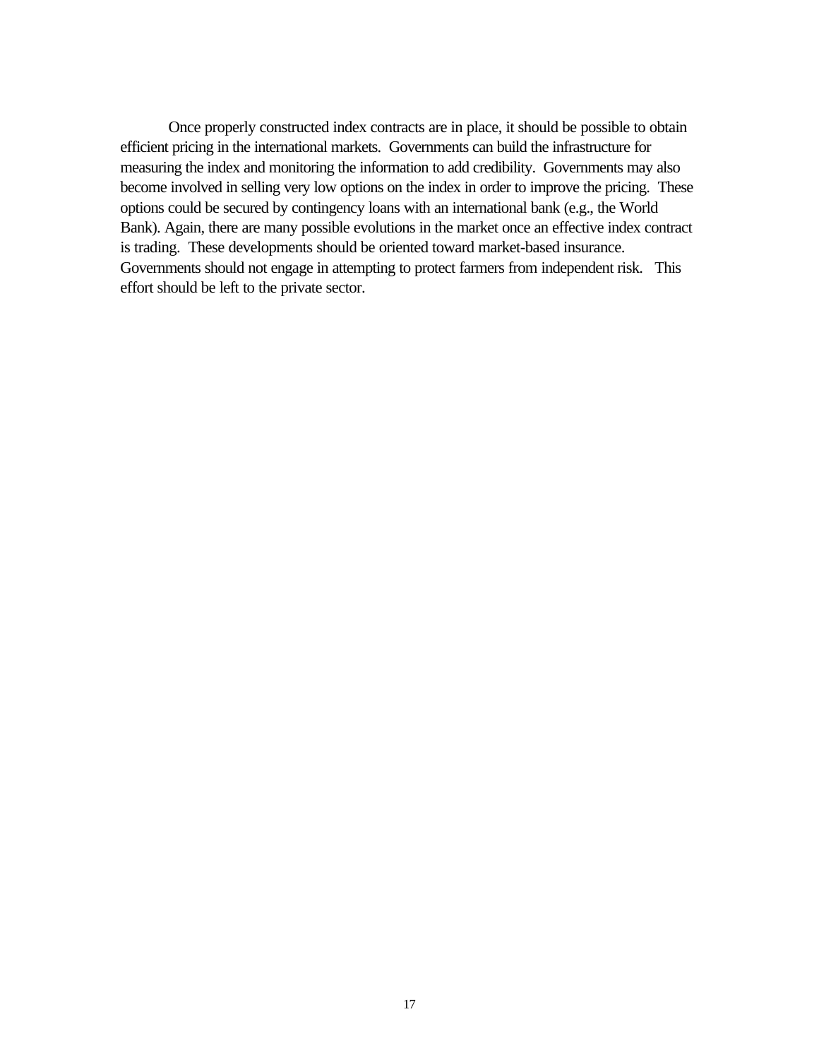Once properly constructed index contracts are in place, it should be possible to obtain efficient pricing in the international markets. Governments can build the infrastructure for measuring the index and monitoring the information to add credibility. Governments may also become involved in selling very low options on the index in order to improve the pricing. These options could be secured by contingency loans with an international bank (e.g., the World Bank). Again, there are many possible evolutions in the market once an effective index contract is trading. These developments should be oriented toward market-based insurance. Governments should not engage in attempting to protect farmers from independent risk. This effort should be left to the private sector.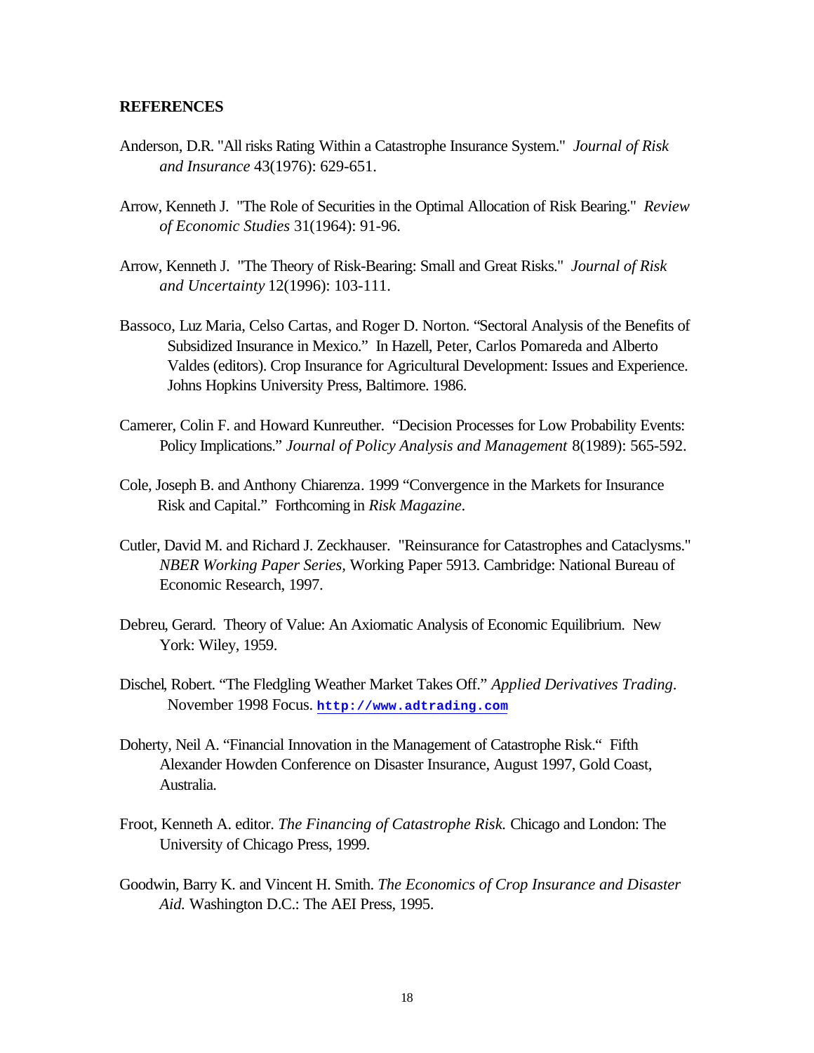**REFERENCES**

Anderson, D.R. "All risks Rating Within a Catastrophe Insurance System." *Journal of Risk and Insurance* 43(1976): 629-651.

Arrow, Kenneth J. "The Role of Securities in the Optimal Allocation of Risk Bearing." *Review of Economic Studies* 31(1964): 91-96.

Arrow, Kenneth J. "The Theory of Risk-Bearing: Small and Great Risks." *Journal of Risk and Uncertainty* 12(1996): 103-111.

Bassoco, Luz Maria, Celso Cartas, and Roger D. Norton. "Sectoral Analysis of the Benefits of Subsidized Insurance in Mexico." In Hazell, Peter, Carlos Pomareda and Alberto Valdes (editors). Crop Insurance for Agricultural Development: Issues and Experience. Johns Hopkins University Press, Baltimore. 1986.

Camerer, Colin F. and Howard Kunreuther. "Decision Processes for Low Probability Events: Policy Implications." *Journal of Policy Analysis and Management* 8(1989): 565-592.

Cole, Joseph B. and Anthony Chiarenza. 1999 "Convergence in the Markets for Insurance Risk and Capital." Forthcoming in *Risk Magazine*.

Cutler, David M. and Richard J. Zeckhauser. "Reinsurance for Catastrophes and Cataclysms." *NBER Working Paper Series*, Working Paper 5913. Cambridge: National Bureau of Economic Research, 1997.

Debreu, Gerard. Theory of Value: An Axiomatic Analysis of Economic Equilibrium. New York: Wiley, 1959.

Dischel, Robert. "The Fledgling Weather Market Takes Off." *Applied Derivatives Trading*. November 1998 Focus. **http://www.adtrading.com**

Doherty, Neil A. "Financial Innovation in the Management of Catastrophe Risk." Fifth Alexander Howden Conference on Disaster Insurance, August 1997, Gold Coast, Australia.

Froot, Kenneth A. editor. *The Financing of Catastrophe Risk.* Chicago and London: The University of Chicago Press, 1999.

Goodwin, Barry K. and Vincent H. Smith. *The Economics of Crop Insurance and Disaster Aid.* Washington D.C.: The AEI Press, 1995.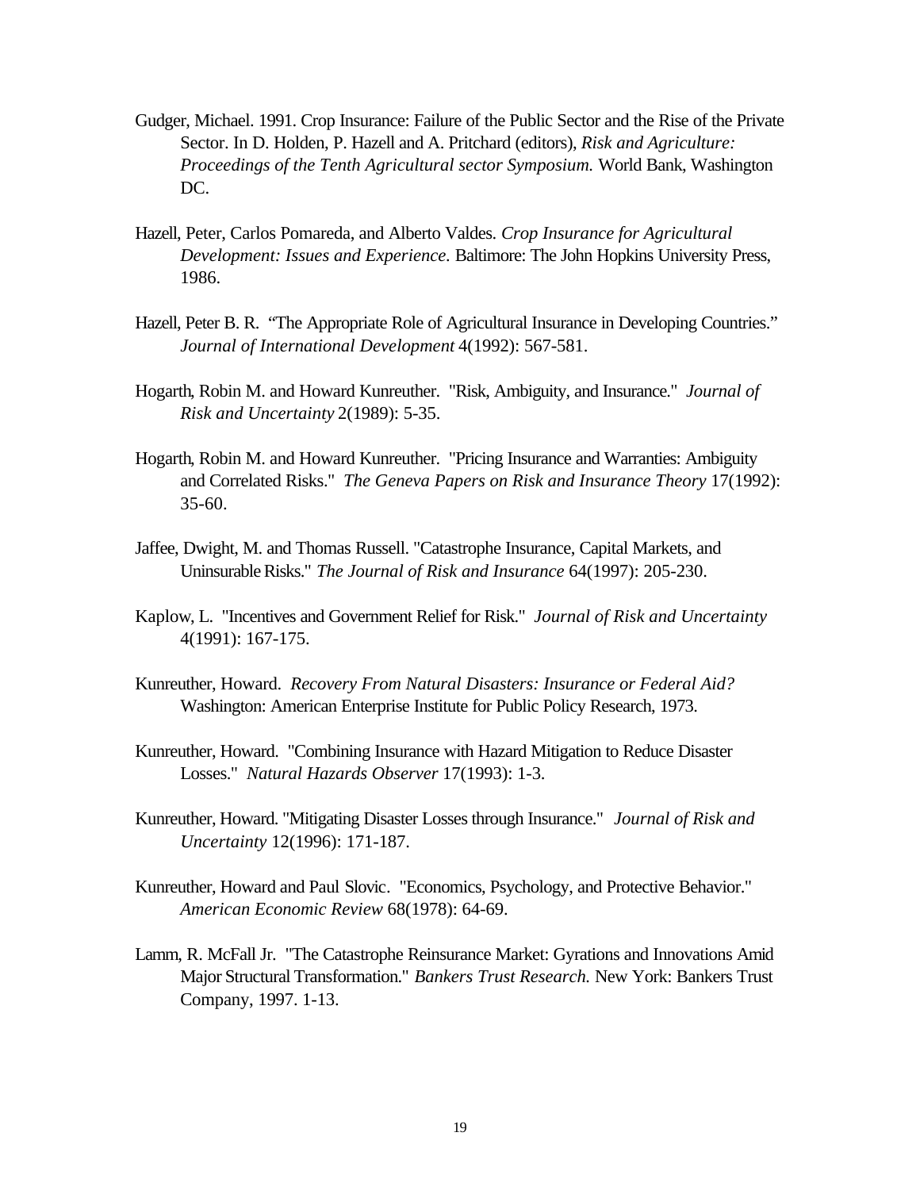Gudger, Michael. 1991. Crop Insurance: Failure of the Public Sector and the Rise of the Private Sector. In D. Holden, P. Hazell and A. Pritchard (editors), *Risk and Agriculture: Proceedings of the Tenth Agricultural sector Symposium.* World Bank, Washington DC.

Hazell, Peter, Carlos Pomareda, and Alberto Valdes. *Crop Insurance for Agricultural Development: Issues and Experience.* Baltimore: The John Hopkins University Press, 1986.

Hazell, Peter B. R. "The Appropriate Role of Agricultural Insurance in Developing Countries." *Journal of International Development* 4(1992): 567-581.

Hogarth, Robin M. and Howard Kunreuther. "Risk, Ambiguity, and Insurance." *Journal of Risk and Uncertainty* 2(1989): 5-35.

Hogarth, Robin M. and Howard Kunreuther. "Pricing Insurance and Warranties: Ambiguity and Correlated Risks." *The Geneva Papers on Risk and Insurance Theory* 17(1992): 35-60.

Jaffee, Dwight, M. and Thomas Russell. "Catastrophe Insurance, Capital Markets, and Uninsurable Risks." *The Journal of Risk and Insurance* 64(1997): 205-230.

Kaplow, L. "Incentives and Government Relief for Risk." *Journal of Risk and Uncertainty* 4(1991): 167-175.

Kunreuther, Howard. *Recovery From Natural Disasters: Insurance or Federal Aid?* Washington: American Enterprise Institute for Public Policy Research, 1973.

Kunreuther, Howard. "Combining Insurance with Hazard Mitigation to Reduce Disaster Losses." *Natural Hazards Observer* 17(1993): 1-3.

Kunreuther, Howard. "Mitigating Disaster Losses through Insurance." *Journal of Risk and Uncertainty* 12(1996): 171-187.

Kunreuther, Howard and Paul Slovic. "Economics, Psychology, and Protective Behavior." *American Economic Review* 68(1978): 64-69.

Lamm, R. McFall Jr. "The Catastrophe Reinsurance Market: Gyrations and Innovations Amid Major Structural Transformation." *Bankers Trust Research.* New York: Bankers Trust Company, 1997. 1-13.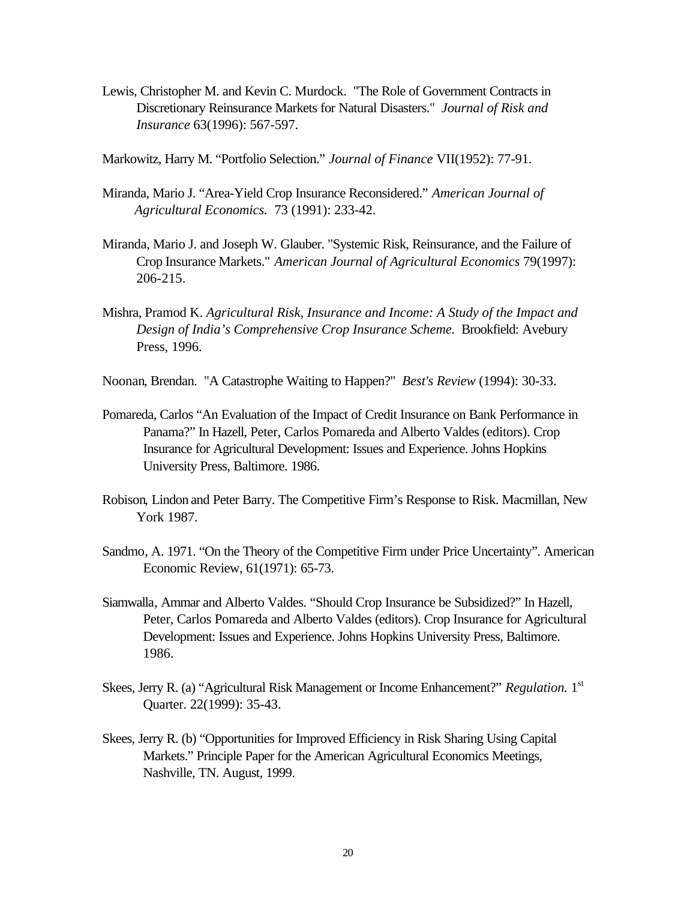Lewis, Christopher M. and Kevin C. Murdock. "The Role of Government Contracts in Discretionary Reinsurance Markets for Natural Disasters." *Journal of Risk and Insurance* 63(1996): 567-597.

Markowitz, Harry M. "Portfolio Selection." *Journal of Finance* VII(1952): 77-91.

Miranda, Mario J. "Area-Yield Crop Insurance Reconsidered." *American Journal of Agricultural Economics.* 73 (1991): 233-42.

Miranda, Mario J. and Joseph W. Glauber. "Systemic Risk, Reinsurance, and the Failure of Crop Insurance Markets." *American Journal of Agricultural Economics* 79(1997): 206-215.

Mishra, Pramod K. *Agricultural Risk, Insurance and Income: A Study of the Impact and Design of India's Comprehensive Crop Insurance Scheme.* Brookfield: Avebury Press, 1996.

Noonan, Brendan. "A Catastrophe Waiting to Happen?" *Best's Review* (1994): 30-33.

Pomareda, Carlos "An Evaluation of the Impact of Credit Insurance on Bank Performance in Panama?" In Hazell, Peter, Carlos Pomareda and Alberto Valdes (editors). Crop Insurance for Agricultural Development: Issues and Experience. Johns Hopkins University Press, Baltimore. 1986.

Robison, Lindon and Peter Barry. The Competitive Firm's Response to Risk. Macmillan, New York 1987.

Sandmo, A. 1971. "On the Theory of the Competitive Firm under Price Uncertainty". American Economic Review, 61(1971): 65-73.

Siamwalla, Ammar and Alberto Valdes. "Should Crop Insurance be Subsidized?" In Hazell, Peter, Carlos Pomareda and Alberto Valdes (editors). Crop Insurance for Agricultural Development: Issues and Experience. Johns Hopkins University Press, Baltimore. 1986.

Skees, Jerry R. (a) "Agricultural Risk Management or Income Enhancement?" *Regulation.* 1st Quarter. 22(1999): 35-43.

Skees, Jerry R. (b) "Opportunities for Improved Efficiency in Risk Sharing Using Capital Markets." Principle Paper for the American Agricultural Economics Meetings, Nashville, TN. August, 1999.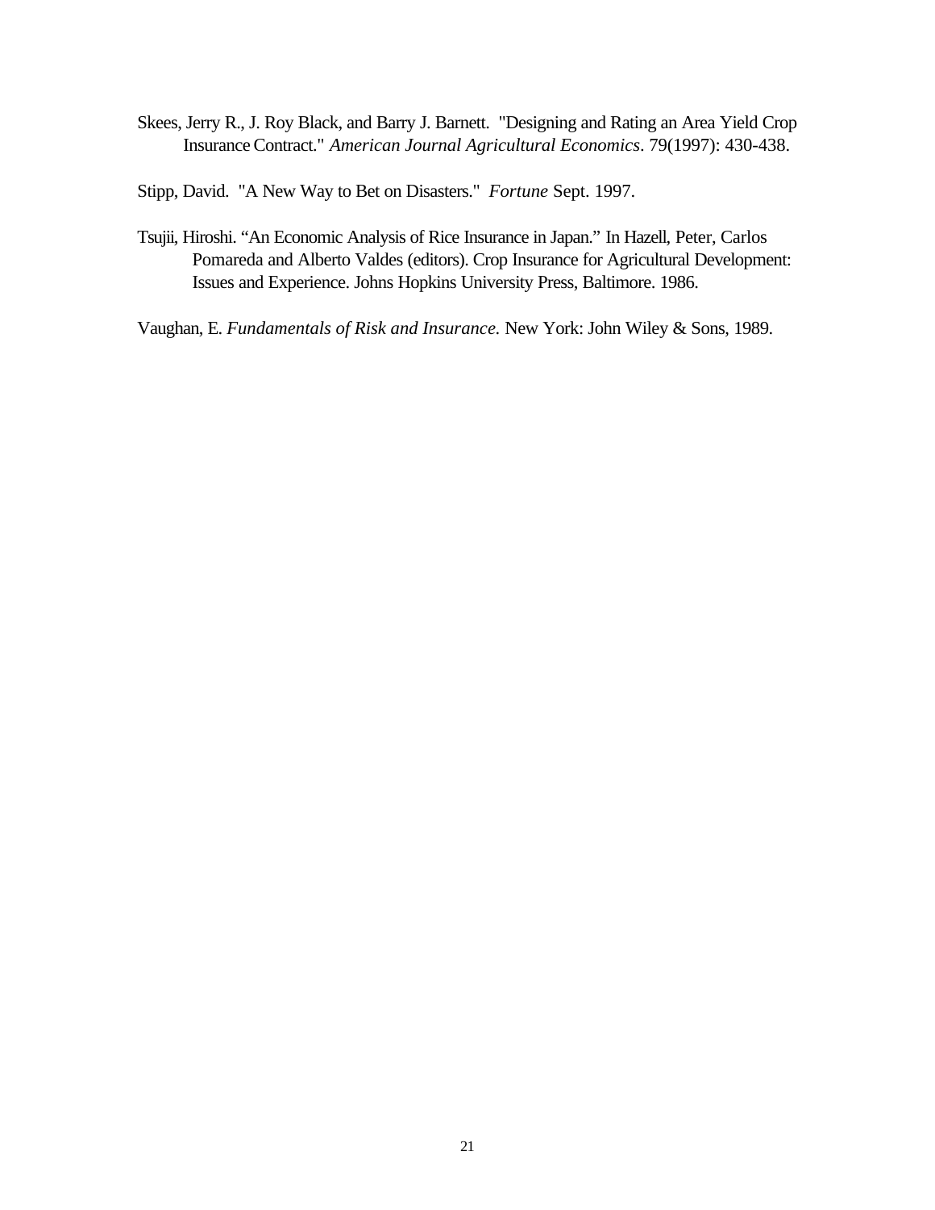Skees, Jerry R., J. Roy Black, and Barry J. Barnett. "Designing and Rating an Area Yield Crop Insurance Contract." *American Journal Agricultural Economics*. 79(1997): 430-438.

Stipp, David. "A New Way to Bet on Disasters." *Fortune* Sept. 1997.

Tsujii, Hiroshi. "An Economic Analysis of Rice Insurance in Japan." In Hazell, Peter, Carlos Pomareda and Alberto Valdes (editors). Crop Insurance for Agricultural Development: Issues and Experience. Johns Hopkins University Press, Baltimore. 1986.

Vaughan, E. *Fundamentals of Risk and Insurance.* New York: John Wiley & Sons, 1989.